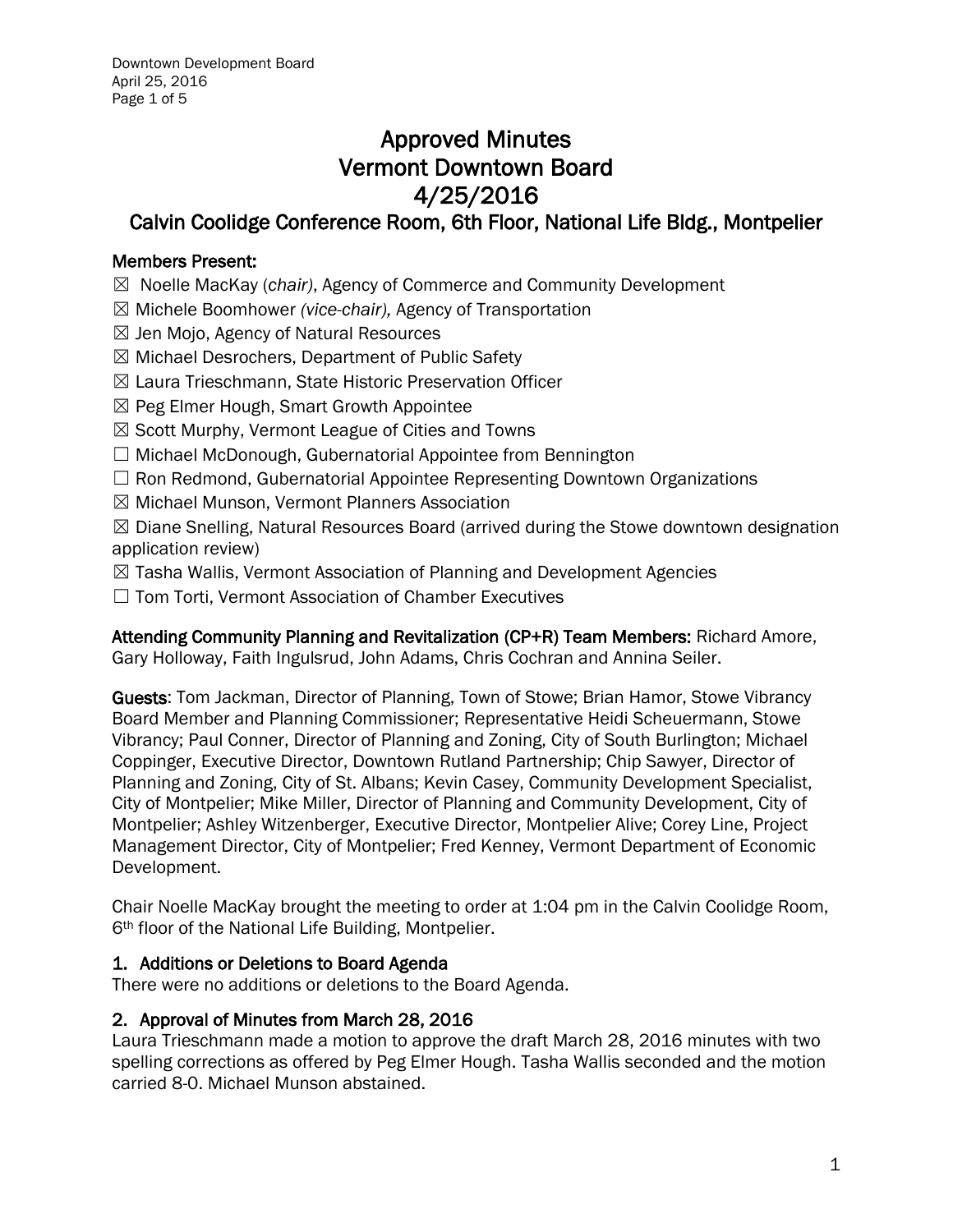# Approved Minutes
# Vermont Downtown Board
# 4/25/2016
## Calvin Coolidge Conference Room, 6th Floor, National Life Bldg., Montpelier

**Members Present:**

☒ Noelle MacKay (*chair*), Agency of Commerce and Community Development
☒ Michele Boomhower *(vice-chair),* Agency of Transportation
☒ Jen Mojo, Agency of Natural Resources
☒ Michael Desrochers, Department of Public Safety
☒ Laura Trieschmann, State Historic Preservation Officer
☒ Peg Elmer Hough, Smart Growth Appointee
☒ Scott Murphy, Vermont League of Cities and Towns
☐ Michael McDonough, Gubernatorial Appointee from Bennington
☐ Ron Redmond, Gubernatorial Appointee Representing Downtown Organizations
☒ Michael Munson, Vermont Planners Association
☒ Diane Snelling, Natural Resources Board (arrived during the Stowe downtown designation application review)
☒ Tasha Wallis, Vermont Association of Planning and Development Agencies
☐ Tom Torti, Vermont Association of Chamber Executives

**Attending Community Planning and Revitalization (CP+R) Team Members:** Richard Amore, Gary Holloway, Faith Ingulsrud, John Adams, Chris Cochran and Annina Seiler.

**Guests**: Tom Jackman, Director of Planning, Town of Stowe; Brian Hamor, Stowe Vibrancy Board Member and Planning Commissioner; Representative Heidi Scheuermann, Stowe Vibrancy; Paul Conner, Director of Planning and Zoning, City of South Burlington; Michael Coppinger, Executive Director, Downtown Rutland Partnership; Chip Sawyer, Director of Planning and Zoning, City of St. Albans; Kevin Casey, Community Development Specialist, City of Montpelier; Mike Miller, Director of Planning and Community Development, City of Montpelier; Ashley Witzenberger, Executive Director, Montpelier Alive; Corey Line, Project Management Director, City of Montpelier; Fred Kenney, Vermont Department of Economic Development.

Chair Noelle MacKay brought the meeting to order at 1:04 pm in the Calvin Coolidge Room, 6th floor of the National Life Building, Montpelier.

### 1. Additions or Deletions to Board Agenda

There were no additions or deletions to the Board Agenda.

### 2. Approval of Minutes from March 28, 2016

Laura Trieschmann made a motion to approve the draft March 28, 2016 minutes with two spelling corrections as offered by Peg Elmer Hough. Tasha Wallis seconded and the motion carried 8-0. Michael Munson abstained.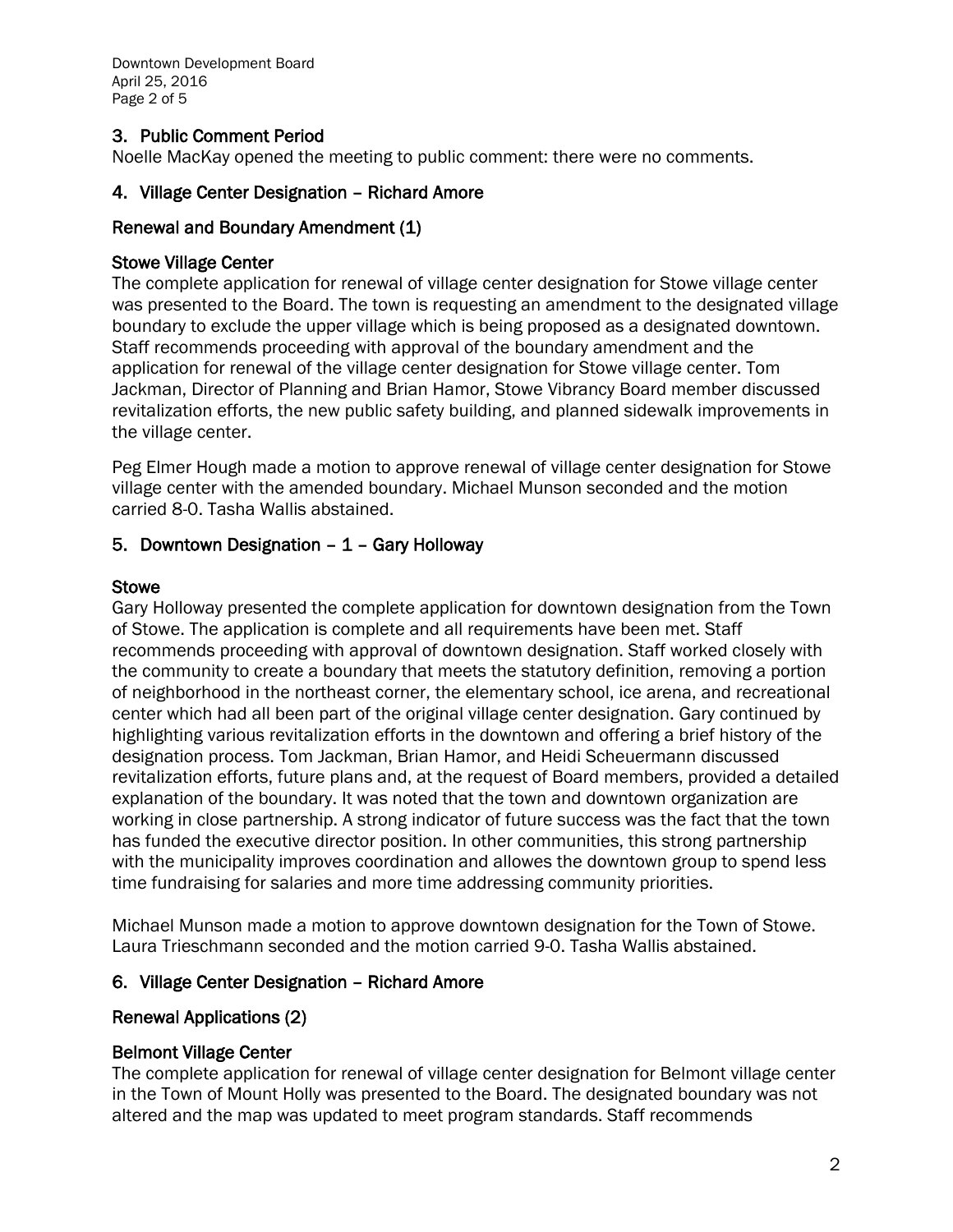## 3. Public Comment Period

Noelle MacKay opened the meeting to public comment: there were no comments.

## 4. Village Center Designation – Richard Amore

### Renewal and Boundary Amendment (1)

### Stowe Village Center

The complete application for renewal of village center designation for Stowe village center was presented to the Board. The town is requesting an amendment to the designated village boundary to exclude the upper village which is being proposed as a designated downtown. Staff recommends proceeding with approval of the boundary amendment and the application for renewal of the village center designation for Stowe village center. Tom Jackman, Director of Planning and Brian Hamor, Stowe Vibrancy Board member discussed revitalization efforts, the new public safety building, and planned sidewalk improvements in the village center.

Peg Elmer Hough made a motion to approve renewal of village center designation for Stowe village center with the amended boundary. Michael Munson seconded and the motion carried 8-0. Tasha Wallis abstained.

## 5. Downtown Designation – 1 – Gary Holloway

### Stowe

Gary Holloway presented the complete application for downtown designation from the Town of Stowe. The application is complete and all requirements have been met. Staff recommends proceeding with approval of downtown designation. Staff worked closely with the community to create a boundary that meets the statutory definition, removing a portion of neighborhood in the northeast corner, the elementary school, ice arena, and recreational center which had all been part of the original village center designation. Gary continued by highlighting various revitalization efforts in the downtown and offering a brief history of the designation process. Tom Jackman, Brian Hamor, and Heidi Scheuermann discussed revitalization efforts, future plans and, at the request of Board members, provided a detailed explanation of the boundary. It was noted that the town and downtown organization are working in close partnership. A strong indicator of future success was the fact that the town has funded the executive director position. In other communities, this strong partnership with the municipality improves coordination and allowes the downtown group to spend less time fundraising for salaries and more time addressing community priorities.

Michael Munson made a motion to approve downtown designation for the Town of Stowe. Laura Trieschmann seconded and the motion carried 9-0. Tasha Wallis abstained.

## 6. Village Center Designation – Richard Amore

### Renewal Applications (2)

### Belmont Village Center

The complete application for renewal of village center designation for Belmont village center in the Town of Mount Holly was presented to the Board. The designated boundary was not altered and the map was updated to meet program standards. Staff recommends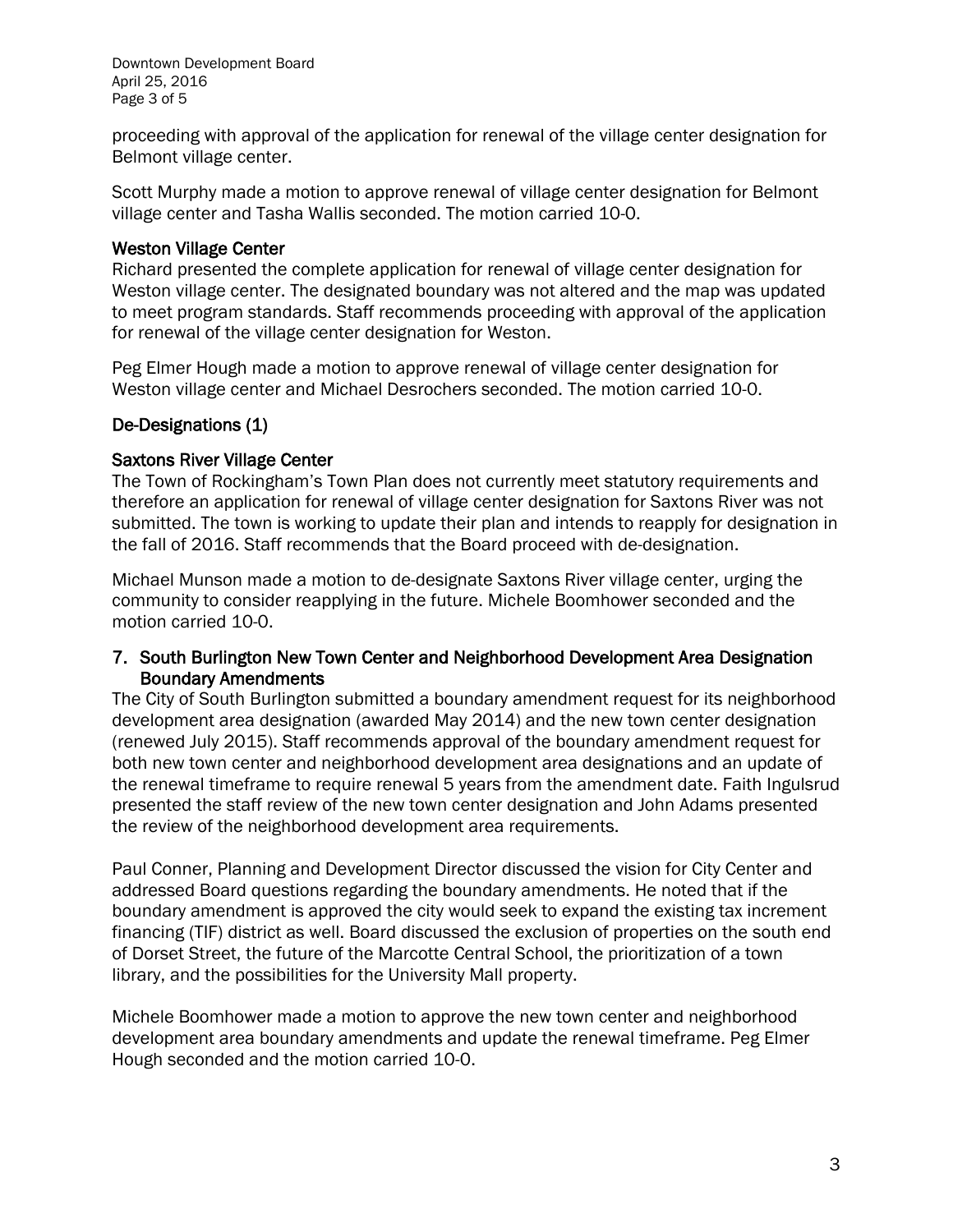proceeding with approval of the application for renewal of the village center designation for Belmont village center.

Scott Murphy made a motion to approve renewal of village center designation for Belmont village center and Tasha Wallis seconded. The motion carried 10-0.

### Weston Village Center

Richard presented the complete application for renewal of village center designation for Weston village center. The designated boundary was not altered and the map was updated to meet program standards. Staff recommends proceeding with approval of the application for renewal of the village center designation for Weston.

Peg Elmer Hough made a motion to approve renewal of village center designation for Weston village center and Michael Desrochers seconded. The motion carried 10-0.

## De-Designations (1)

### Saxtons River Village Center

The Town of Rockingham's Town Plan does not currently meet statutory requirements and therefore an application for renewal of village center designation for Saxtons River was not submitted. The town is working to update their plan and intends to reapply for designation in the fall of 2016. Staff recommends that the Board proceed with de-designation.

Michael Munson made a motion to de-designate Saxtons River village center, urging the community to consider reapplying in the future. Michele Boomhower seconded and the motion carried 10-0.

## 7. South Burlington New Town Center and Neighborhood Development Area Designation Boundary Amendments

The City of South Burlington submitted a boundary amendment request for its neighborhood development area designation (awarded May 2014) and the new town center designation (renewed July 2015). Staff recommends approval of the boundary amendment request for both new town center and neighborhood development area designations and an update of the renewal timeframe to require renewal 5 years from the amendment date. Faith Ingulsrud presented the staff review of the new town center designation and John Adams presented the review of the neighborhood development area requirements.

Paul Conner, Planning and Development Director discussed the vision for City Center and addressed Board questions regarding the boundary amendments. He noted that if the boundary amendment is approved the city would seek to expand the existing tax increment financing (TIF) district as well. Board discussed the exclusion of properties on the south end of Dorset Street, the future of the Marcotte Central School, the prioritization of a town library, and the possibilities for the University Mall property.

Michele Boomhower made a motion to approve the new town center and neighborhood development area boundary amendments and update the renewal timeframe. Peg Elmer Hough seconded and the motion carried 10-0.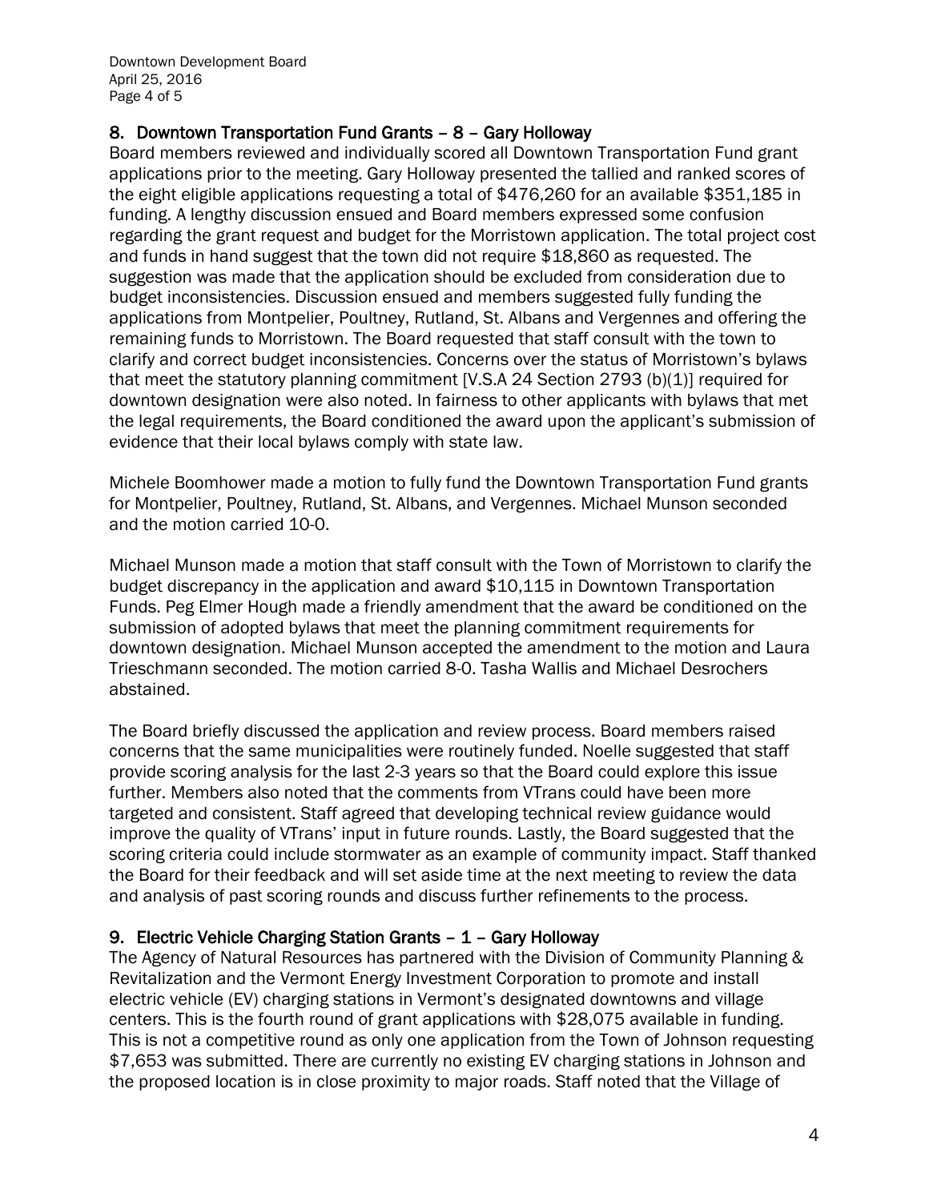## 8. Downtown Transportation Fund Grants – 8 – Gary Holloway

Board members reviewed and individually scored all Downtown Transportation Fund grant applications prior to the meeting. Gary Holloway presented the tallied and ranked scores of the eight eligible applications requesting a total of $476,260 for an available $351,185 in funding. A lengthy discussion ensued and Board members expressed some confusion regarding the grant request and budget for the Morristown application. The total project cost and funds in hand suggest that the town did not require $18,860 as requested. The suggestion was made that the application should be excluded from consideration due to budget inconsistencies. Discussion ensued and members suggested fully funding the applications from Montpelier, Poultney, Rutland, St. Albans and Vergennes and offering the remaining funds to Morristown. The Board requested that staff consult with the town to clarify and correct budget inconsistencies. Concerns over the status of Morristown's bylaws that meet the statutory planning commitment [V.S.A 24 Section 2793 (b)(1)] required for downtown designation were also noted. In fairness to other applicants with bylaws that met the legal requirements, the Board conditioned the award upon the applicant's submission of evidence that their local bylaws comply with state law.

Michele Boomhower made a motion to fully fund the Downtown Transportation Fund grants for Montpelier, Poultney, Rutland, St. Albans, and Vergennes. Michael Munson seconded and the motion carried 10-0.

Michael Munson made a motion that staff consult with the Town of Morristown to clarify the budget discrepancy in the application and award $10,115 in Downtown Transportation Funds. Peg Elmer Hough made a friendly amendment that the award be conditioned on the submission of adopted bylaws that meet the planning commitment requirements for downtown designation. Michael Munson accepted the amendment to the motion and Laura Trieschmann seconded. The motion carried 8-0. Tasha Wallis and Michael Desrochers abstained.

The Board briefly discussed the application and review process. Board members raised concerns that the same municipalities were routinely funded. Noelle suggested that staff provide scoring analysis for the last 2-3 years so that the Board could explore this issue further. Members also noted that the comments from VTrans could have been more targeted and consistent. Staff agreed that developing technical review guidance would improve the quality of VTrans' input in future rounds. Lastly, the Board suggested that the scoring criteria could include stormwater as an example of community impact. Staff thanked the Board for their feedback and will set aside time at the next meeting to review the data and analysis of past scoring rounds and discuss further refinements to the process.

## 9. Electric Vehicle Charging Station Grants – 1 – Gary Holloway

The Agency of Natural Resources has partnered with the Division of Community Planning & Revitalization and the Vermont Energy Investment Corporation to promote and install electric vehicle (EV) charging stations in Vermont's designated downtowns and village centers. This is the fourth round of grant applications with $28,075 available in funding. This is not a competitive round as only one application from the Town of Johnson requesting $7,653 was submitted. There are currently no existing EV charging stations in Johnson and the proposed location is in close proximity to major roads. Staff noted that the Village of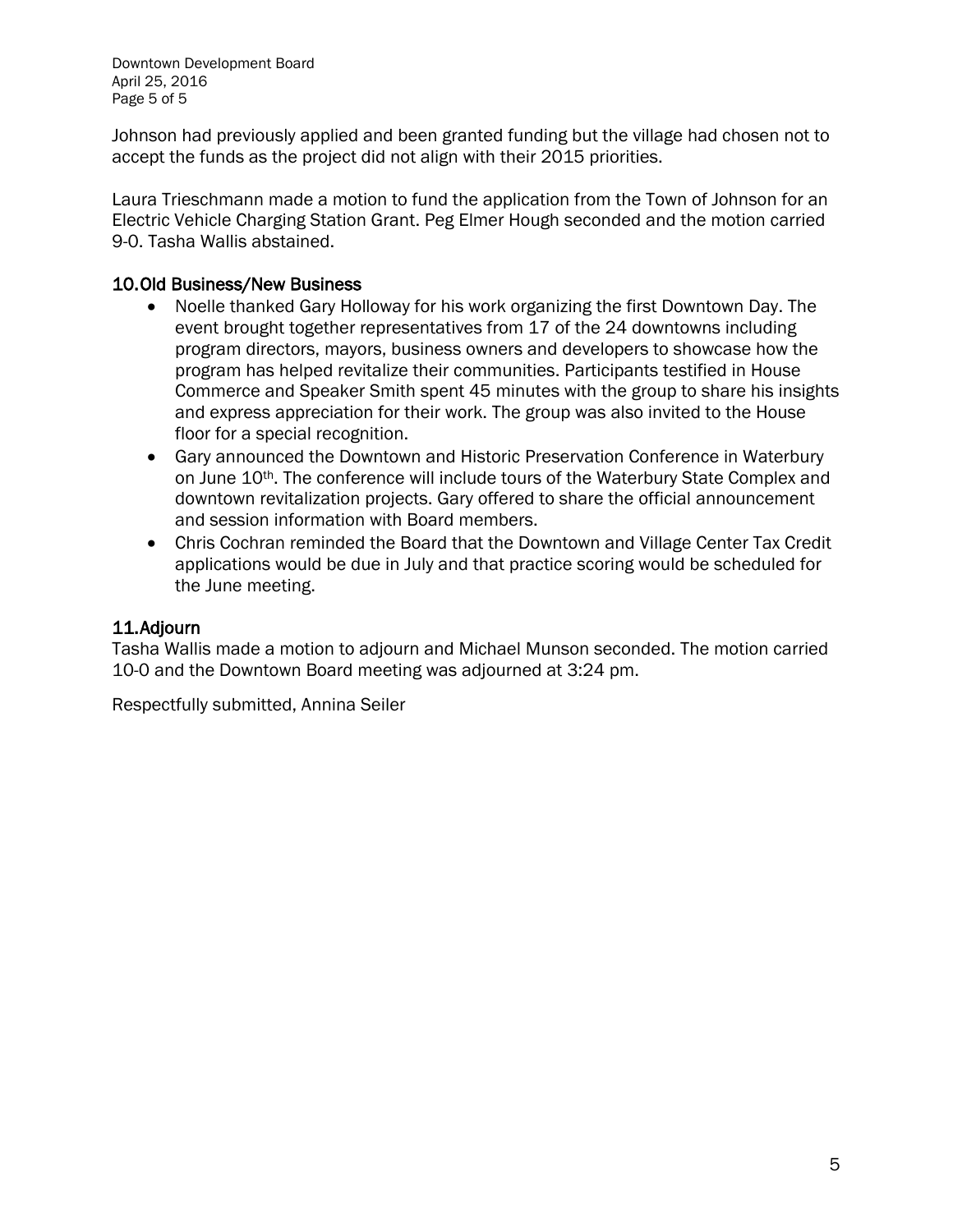Johnson had previously applied and been granted funding but the village had chosen not to accept the funds as the project did not align with their 2015 priorities.

Laura Trieschmann made a motion to fund the application from the Town of Johnson for an Electric Vehicle Charging Station Grant. Peg Elmer Hough seconded and the motion carried 9-0. Tasha Wallis abstained.

## 10. Old Business/New Business

- Noelle thanked Gary Holloway for his work organizing the first Downtown Day. The event brought together representatives from 17 of the 24 downtowns including program directors, mayors, business owners and developers to showcase how the program has helped revitalize their communities. Participants testified in House Commerce and Speaker Smith spent 45 minutes with the group to share his insights and express appreciation for their work. The group was also invited to the House floor for a special recognition.
- Gary announced the Downtown and Historic Preservation Conference in Waterbury on June 10th. The conference will include tours of the Waterbury State Complex and downtown revitalization projects. Gary offered to share the official announcement and session information with Board members.
- Chris Cochran reminded the Board that the Downtown and Village Center Tax Credit applications would be due in July and that practice scoring would be scheduled for the June meeting.

## 11. Adjourn

Tasha Wallis made a motion to adjourn and Michael Munson seconded. The motion carried 10-0 and the Downtown Board meeting was adjourned at 3:24 pm.

Respectfully submitted, Annina Seiler